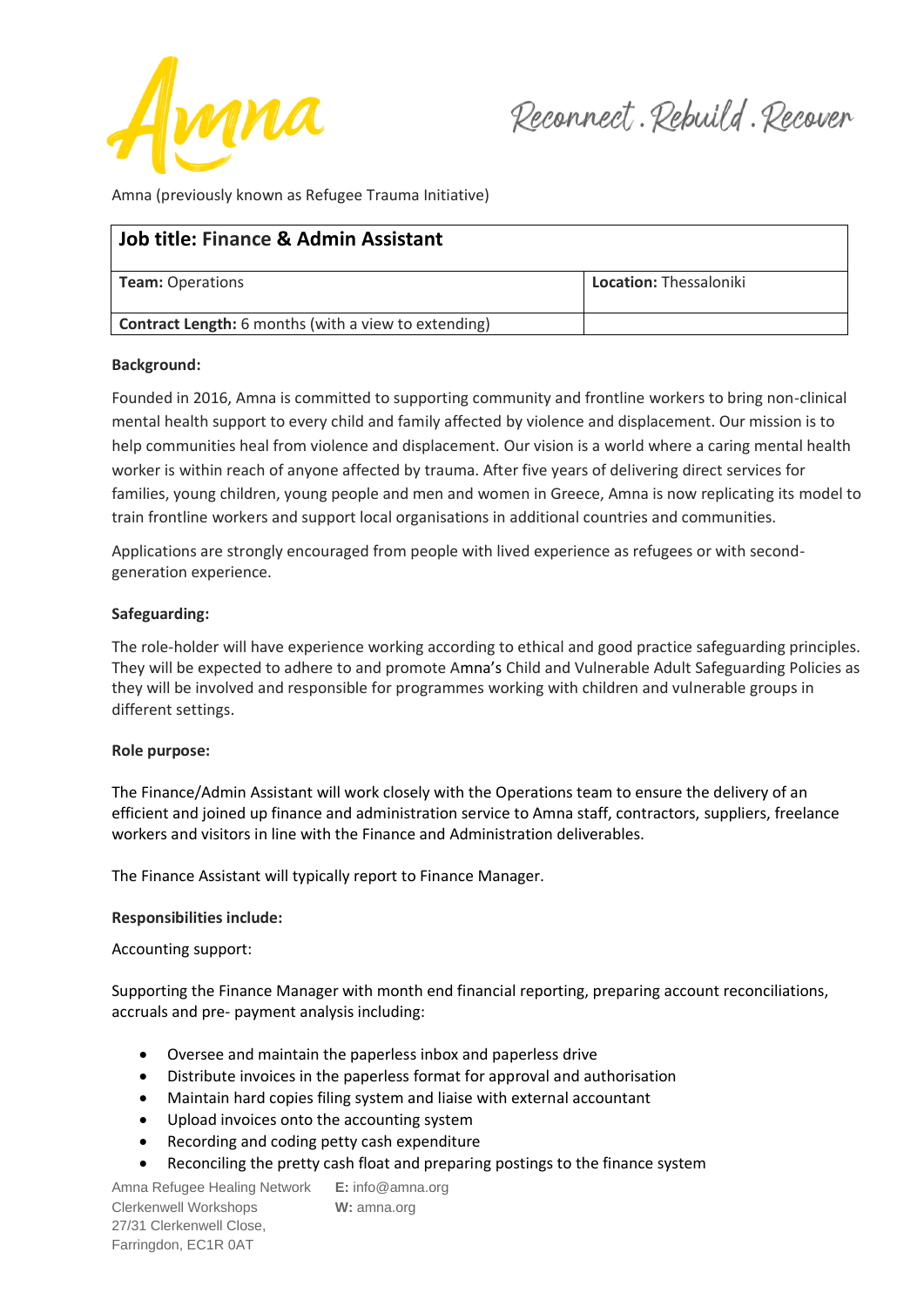Amna (previously known as Refugee Trauma Initiative)

| **Job title: Finance & Admin Assistant** | |
|---|---|
| **Team:** Operations | **Location:** Thessaloniki |
| **Contract Length:** 6 months (with a view to extending) | |

**Background:**

Founded in 2016, Amna is committed to supporting community and frontline workers to bring non-clinical mental health support to every child and family affected by violence and displacement. Our mission is to help communities heal from violence and displacement. Our vision is a world where a caring mental health worker is within reach of anyone affected by trauma. After five years of delivering direct services for families, young children, young people and men and women in Greece, Amna is now replicating its model to train frontline workers and support local organisations in additional countries and communities.

Applications are strongly encouraged from people with lived experience as refugees or with second-generation experience.

**Safeguarding:**

The role-holder will have experience working according to ethical and good practice safeguarding principles. They will be expected to adhere to and promote Amna's Child and Vulnerable Adult Safeguarding Policies as they will be involved and responsible for programmes working with children and vulnerable groups in different settings.

**Role purpose:**

The Finance/Admin Assistant will work closely with the Operations team to ensure the delivery of an efficient and joined up finance and administration service to Amna staff, contractors, suppliers, freelance workers and visitors in line with the Finance and Administration deliverables.

The Finance Assistant will typically report to Finance Manager.

**Responsibilities include:**

Accounting support:

Supporting the Finance Manager with month end financial reporting, preparing account reconciliations, accruals and pre- payment analysis including:

- Oversee and maintain the paperless inbox and paperless drive
- Distribute invoices in the paperless format for approval and authorisation
- Maintain hard copies filing system and liaise with external accountant
- Upload invoices onto the accounting system
- Recording and coding petty cash expenditure
- Reconciling the pretty cash float and preparing postings to the finance system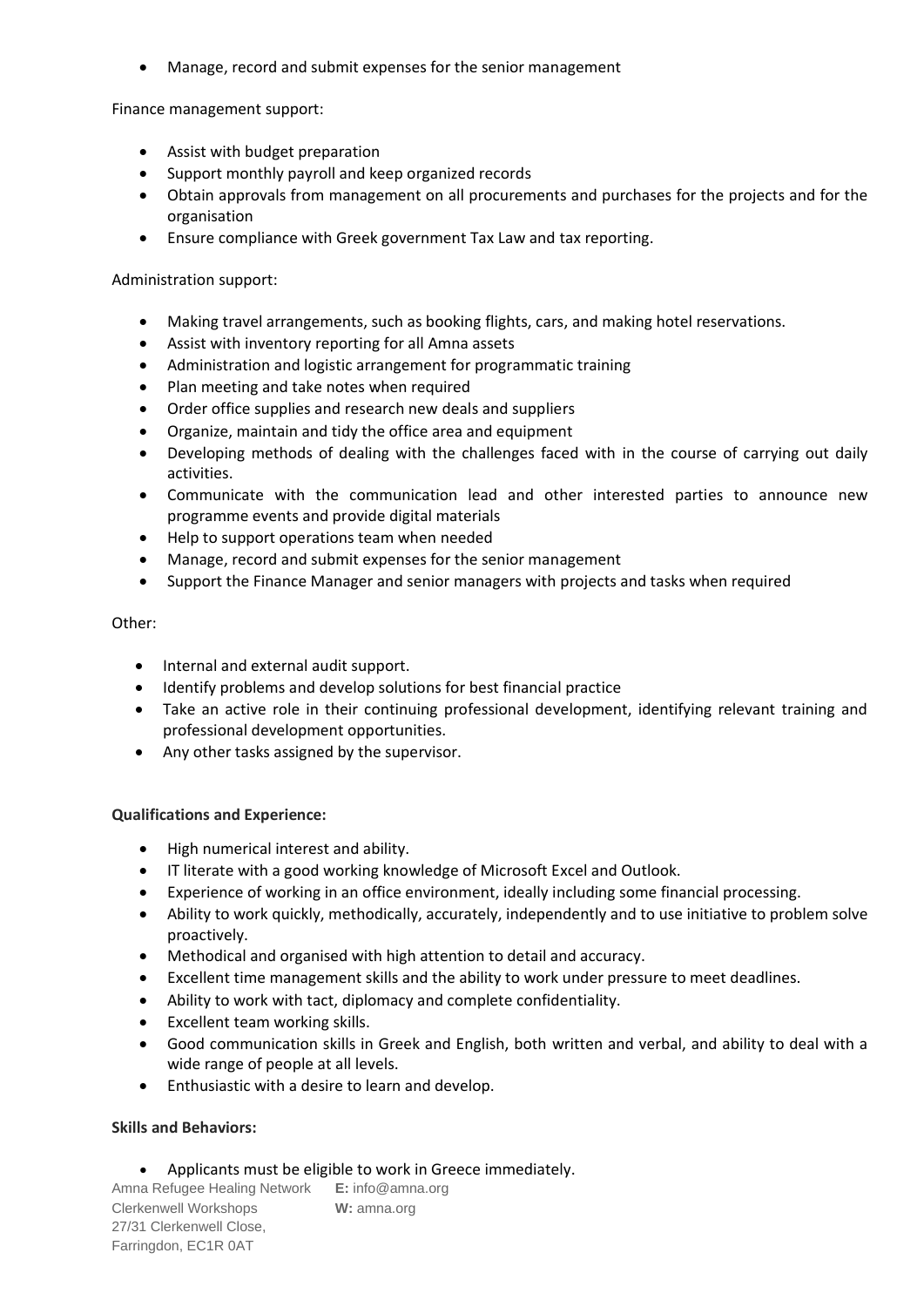- Manage, record and submit expenses for the senior management

Finance management support:

- Assist with budget preparation
- Support monthly payroll and keep organized records
- Obtain approvals from management on all procurements and purchases for the projects and for the organisation
- Ensure compliance with Greek government Tax Law and tax reporting.

Administration support:

- Making travel arrangements, such as booking flights, cars, and making hotel reservations.
- Assist with inventory reporting for all Amna assets
- Administration and logistic arrangement for programmatic training
- Plan meeting and take notes when required
- Order office supplies and research new deals and suppliers
- Organize, maintain and tidy the office area and equipment
- Developing methods of dealing with the challenges faced with in the course of carrying out daily activities.
- Communicate with the communication lead and other interested parties to announce new programme events and provide digital materials
- Help to support operations team when needed
- Manage, record and submit expenses for the senior management
- Support the Finance Manager and senior managers with projects and tasks when required

Other:

- Internal and external audit support.
- Identify problems and develop solutions for best financial practice
- Take an active role in their continuing professional development, identifying relevant training and professional development opportunities.
- Any other tasks assigned by the supervisor.

**Qualifications and Experience:**

- High numerical interest and ability.
- IT literate with a good working knowledge of Microsoft Excel and Outlook.
- Experience of working in an office environment, ideally including some financial processing.
- Ability to work quickly, methodically, accurately, independently and to use initiative to problem solve proactively.
- Methodical and organised with high attention to detail and accuracy.
- Excellent time management skills and the ability to work under pressure to meet deadlines.
- Ability to work with tact, diplomacy and complete confidentiality.
- Excellent team working skills.
- Good communication skills in Greek and English, both written and verbal, and ability to deal with a wide range of people at all levels.
- Enthusiastic with a desire to learn and develop.

**Skills and Behaviors:**

- Applicants must be eligible to work in Greece immediately.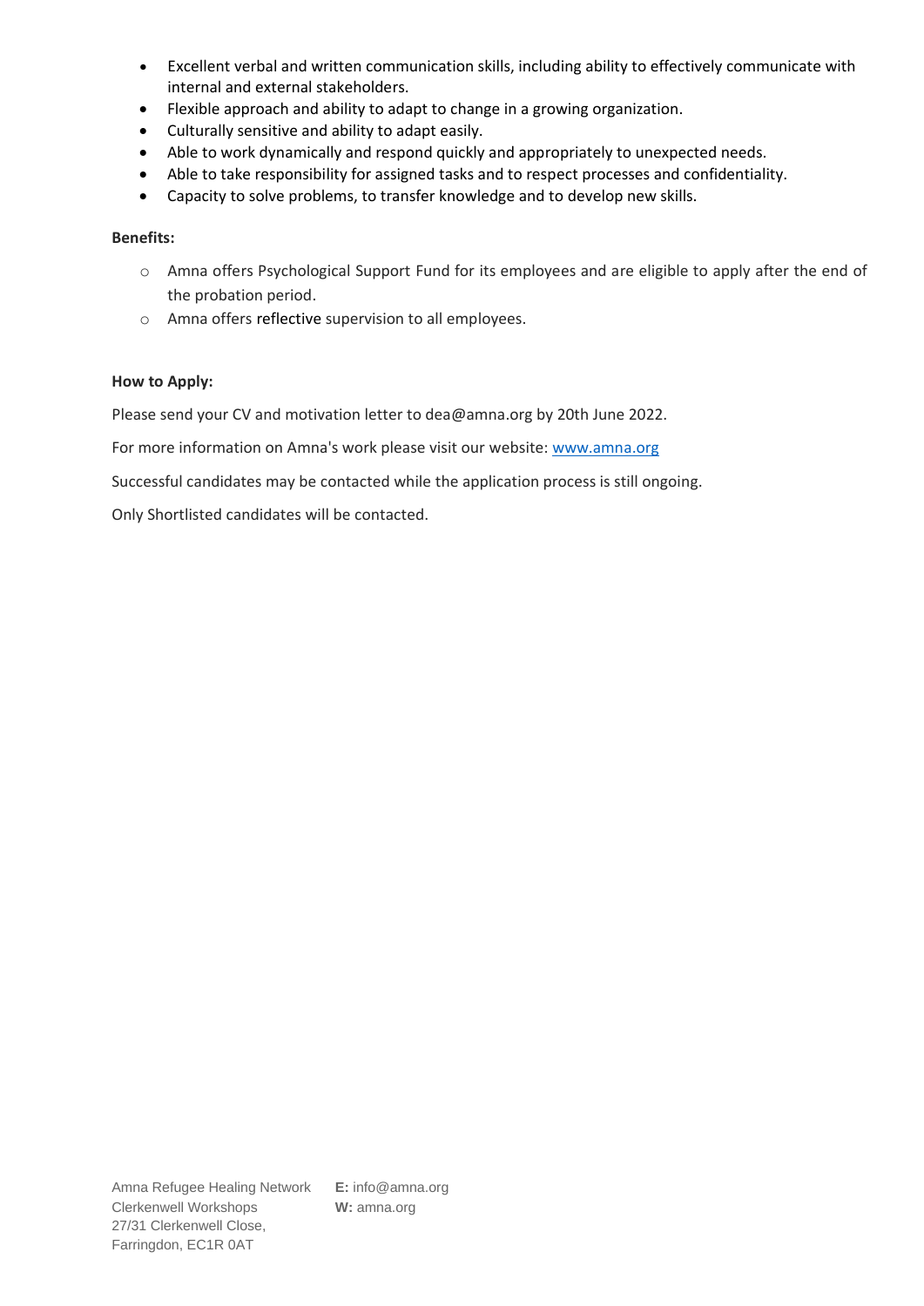- Excellent verbal and written communication skills, including ability to effectively communicate with internal and external stakeholders.
- Flexible approach and ability to adapt to change in a growing organization.
- Culturally sensitive and ability to adapt easily.
- Able to work dynamically and respond quickly and appropriately to unexpected needs.
- Able to take responsibility for assigned tasks and to respect processes and confidentiality.
- Capacity to solve problems, to transfer knowledge and to develop new skills.

**Benefits:**

- Amna offers Psychological Support Fund for its employees and are eligible to apply after the end of the probation period.
- Amna offers reflective supervision to all employees.

**How to Apply:**

Please send your CV and motivation letter to dea@amna.org by 20th June 2022.

For more information on Amna's work please visit our website: [www.amna.org](http://www.amna.org)

Successful candidates may be contacted while the application process is still ongoing.

Only Shortlisted candidates will be contacted.